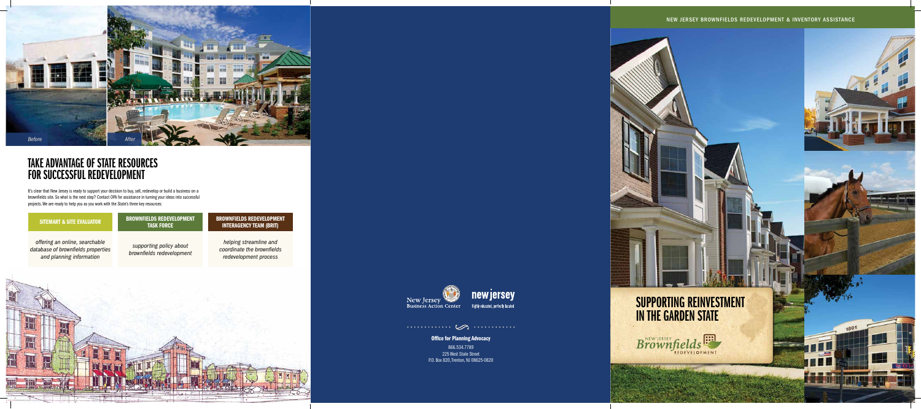Before

After

# TAKE ADVANTAGE OF STATE RESOURCES FOR SUCCESSFUL REDEVELOPMENT

It's clear that New Jersey is ready to support your decision to buy, sell, redevelop or build a business on a brownfields site. So what is the next step? Contact OPA for assistance in turning your ideas into successful projects. We are ready to help you as you work with the State's three key resources:

| SITEMART & SITE EVALUATOR | BROWNFIELDS REDEVELOPMENT TASK FORCE | BROWNFIELDS REDEVELOPMENT INTERAGENCY TEAM (BRIT) |
| --- | --- | --- |
| *offering an online, searchable database of brownfields properties and planning information* | *supporting policy about brownfields redevelopment* | *helping streamline and coordinate the brownfields redevelopment process* |

New Jersey Business Action Center

new jersey
Highly educated, perfectly located

**Office for Planning Advocacy**

866.534.7789
225 West State Street
P.O. Box 820, Trenton, NJ 08625-0820

NEW JERSEY BROWNFIELDS REDEVELOPMENT & INVENTORY ASSISTANCE

# SUPPORTING REINVESTMENT IN THE GARDEN STATE

New Jersey Brownfields Redevelopment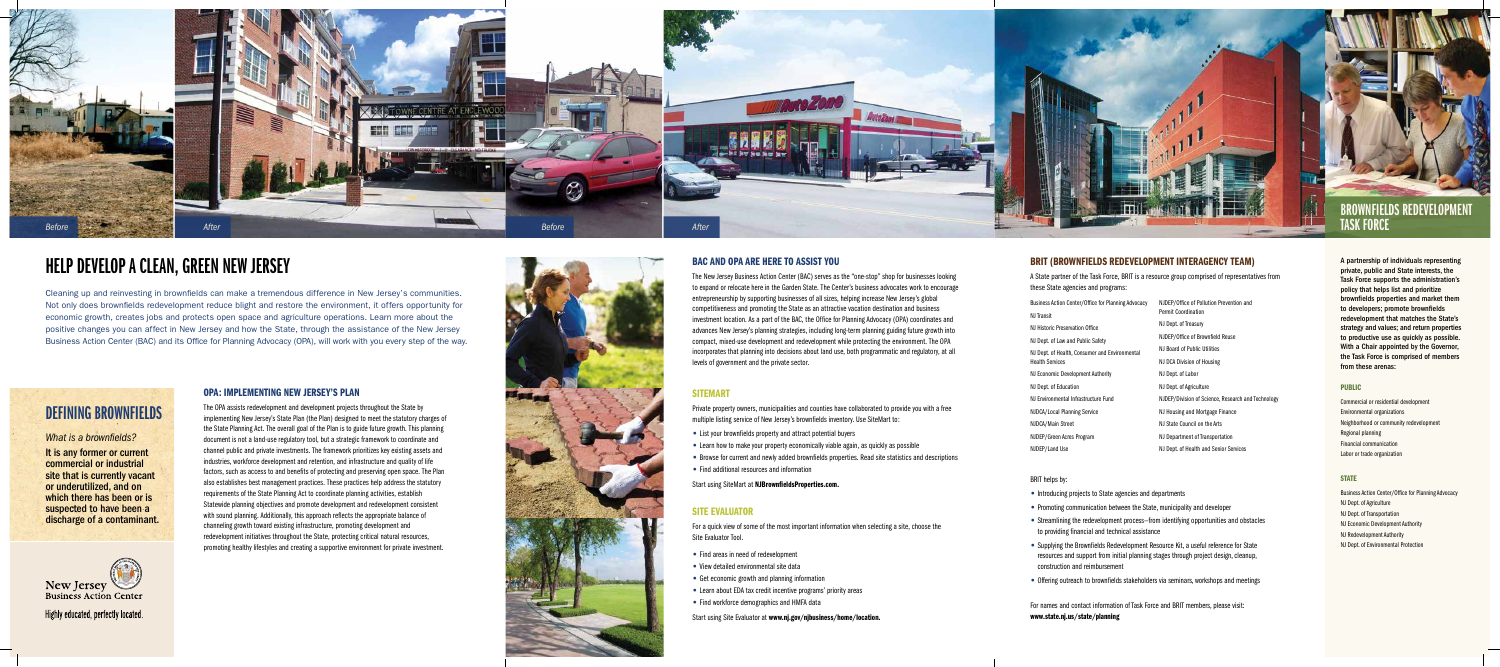Before

After

Before

After

# HELP DEVELOP A CLEAN, GREEN NEW JERSEY

Cleaning up and reinvesting in brownfields can make a tremendous difference in New Jersey's communities. Not only does brownfields redevelopment reduce blight and restore the environment, it offers opportunity for economic growth, creates jobs and protects open space and agriculture operations. Learn more about the positive changes you can affect in New Jersey and how the State, through the assistance of the New Jersey Business Action Center (BAC) and its Office for Planning Advocacy (OPA), will work with you every step of the way.

## DEFINING BROWNFIELDS

*What is a brownfields?*

**It is any former or current commercial or industrial site that is currently vacant or underutilized, and on which there has been or is suspected to have been a discharge of a contaminant.**

New Jersey Business Action Center

Highly educated, perfectly located.

### OPA: IMPLEMENTING NEW JERSEY'S PLAN

The OPA assists redevelopment and development projects throughout the State by implementing New Jersey's State Plan (the Plan) designed to meet the statutory charges of the State Planning Act. The overall goal of the Plan is to guide future growth. This planning document is not a land-use regulatory tool, but a strategic framework to coordinate and channel public and private investments. The framework prioritizes key existing assets and industries, workforce development and retention, and infrastructure and quality of life factors, such as access to and benefits of protecting and preserving open space. The Plan also establishes best management practices. These practices help address the statutory requirements of the State Planning Act to coordinate planning activities, establish Statewide planning objectives and promote development and redevelopment consistent with sound planning. Additionally, this approach reflects the appropriate balance of channeling growth toward existing infrastructure, promoting development and redevelopment initiatives throughout the State, protecting critical natural resources, promoting healthy lifestyles and creating a supportive environment for private investment.

### BAC AND OPA ARE HERE TO ASSIST YOU

The New Jersey Business Action Center (BAC) serves as the "one-stop" shop for businesses looking to expand or relocate here in the Garden State. The Center's business advocates work to encourage entrepreneurship by supporting businesses of all sizes, helping increase New Jersey's global competitiveness and promoting the State as an attractive vacation destination and business investment location. As a part of the BAC, the Office for Planning Advocacy (OPA) coordinates and advances New Jersey's planning strategies, including long-term planning guiding future growth into compact, mixed-use development and redevelopment while protecting the environment. The OPA incorporates that planning into decisions about land use, both programmatic and regulatory, at all levels of government and the private sector.

### SITEMART

Private property owners, municipalities and counties have collaborated to provide you with a free multiple listing service of New Jersey's brownfields inventory. Use SiteMart to:

- List your brownfields property and attract potential buyers
- Learn how to make your property economically viable again, as quickly as possible
- Browse for current and newly added brownfields properties. Read site statistics and descriptions
- Find additional resources and information

Start using SiteMart at **NJBrownfieldsProperties.com.**

### SITE EVALUATOR

For a quick view of some of the most important information when selecting a site, choose the Site Evaluator Tool.

- Find areas in need of redevelopment
- View detailed environmental site data
- Get economic growth and planning information
- Learn about EDA tax credit incentive programs' priority areas
- Find workforce demographics and HMFA data

Start using Site Evaluator at **www.nj.gov/njbusiness/home/location.**

### BRIT (BROWNFIELDS REDEVELOPMENT INTERAGENCY TEAM)

A State partner of the Task Force, BRIT is a resource group comprised of representatives from these State agencies and programs:

- Business Action Center/Office for Planning Advocacy
- NJ Transit
- NJ Historic Preservation Office
- NJ Dept. of Law and Public Safety
- NJ Dept. of Health, Consumer and Environmental Health Services
- NJ Economic Development Authority
- NJ Dept. of Education
- NJ Environmental Infrastructure Fund
- NJDCA/Local Planning Service
- NJDCA/Main Street
- NJDEP/Green Acres Program
- NJDEP/Land Use
- NJDEP/Office of Pollution Prevention and Permit Coordination
- NJ Dept. of Treasury
- NJDEP/Office of Brownfield Reuse
- NJ Board of Public Utilities
- NJ DCA Division of Housing
- NJ Dept. of Labor
- NJ Dept. of Agriculture
- NJDEP/Division of Science, Research and Technology
- NJ Housing and Mortgage Finance
- NJ State Council on the Arts
- NJ Department of Transportation
- NJ Dept. of Health and Senior Services

BRIT helps by:

- Introducing projects to State agencies and departments
- Promoting communication between the State, municipality and developer
- Streamlining the redevelopment process–from identifying opportunities and obstacles to providing financial and technical assistance
- Supplying the Brownfields Redevelopment Resource Kit, a useful reference for State resources and support from initial planning stages through project design, cleanup, construction and reimbursement
- Offering outreach to brownfields stakeholders via seminars, workshops and meetings

For names and contact information of Task Force and BRIT members, please visit: **www.state.nj.us/state/planning**

## BROWNFIELDS REDEVELOPMENT TASK FORCE

**A partnership of individuals representing private, public and State interests, the Task Force supports the administration's policy that helps list and prioritize brownfields properties and market them to developers; promote brownfields redevelopment that matches the State's strategy and values; and return properties to productive use as quickly as possible. With a Chair appointed by the Governor, the Task Force is comprised of members from these arenas:**

#### PUBLIC

- Commercial or residential development
- Environmental organizations
- Neighborhood or community redevelopment
- Regional planning
- Financial communication
- Labor or trade organization

#### STATE

- Business Action Center/Office for Planning Advocacy
- NJ Dept. of Agriculture
- NJ Dept. of Transportation
- NJ Economic Development Authority
- NJ Redevelopment Authority
- NJ Dept. of Environmental Protection